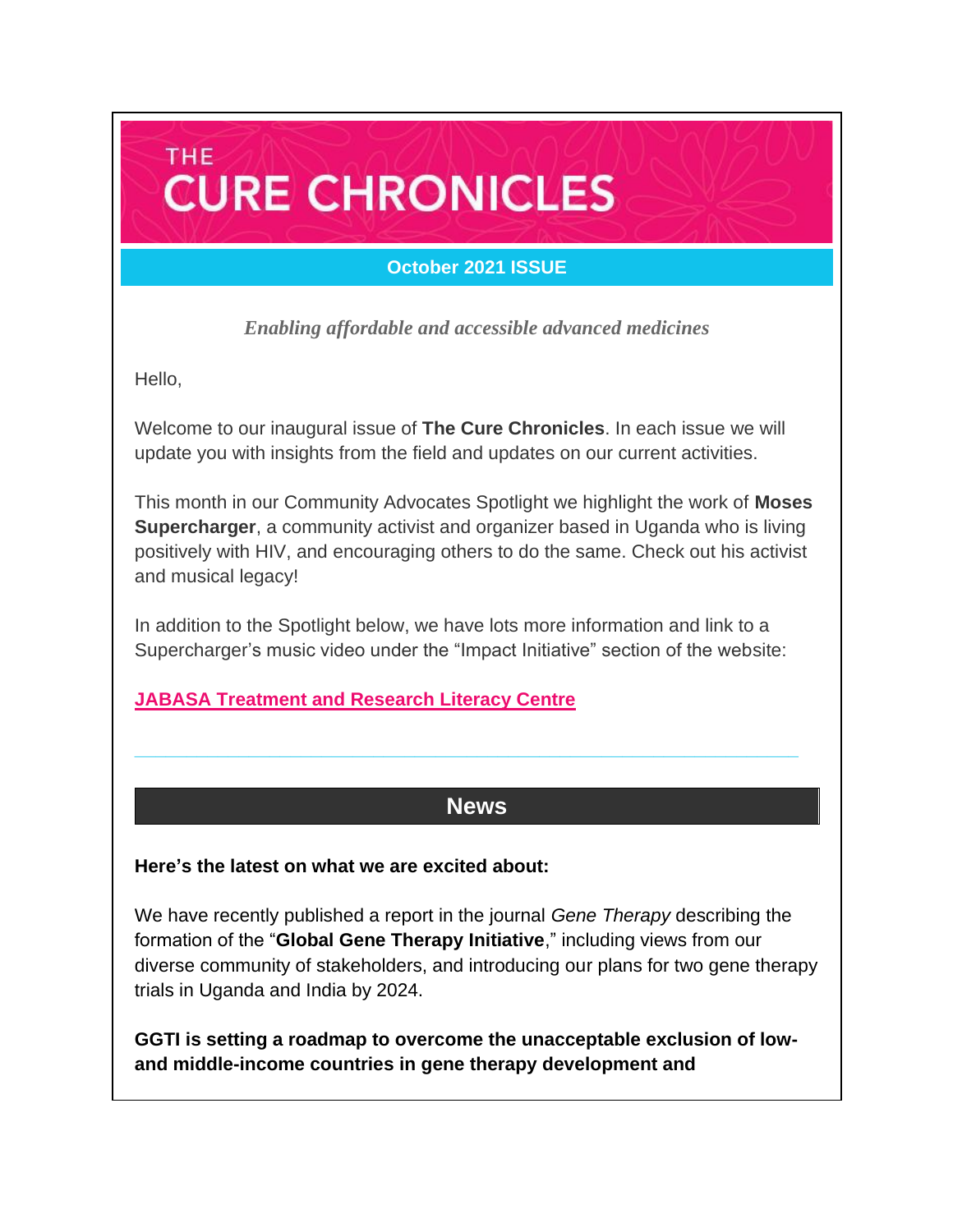# THE CURE CHRONICLES

**October 2021 ISSUE**

*Enabling affordable and accessible advanced medicines*

Hello,

Welcome to our inaugural issue of **The Cure Chronicles**. In each issue we will update you with insights from the field and updates on our current activities.

This month in our Community Advocates Spotlight we highlight the work of **Moses Supercharger**, a community activist and organizer based in Uganda who is living positively with HIV, and encouraging others to do the same. Check out his activist and musical legacy!

In addition to the Spotlight below, we have lots more information and link to a Supercharger's music video under the "Impact Initiative" section of the website:

**JABASA Treatment and Research Literacy Centre**

---

## News

**Here's the latest on what we are excited about:**

We have recently published a report in the journal *Gene Therapy* describing the formation of the "**Global Gene Therapy Initiative**," including views from our diverse community of stakeholders, and introducing our plans for two gene therapy trials in Uganda and India by 2024.

**GGTI is setting a roadmap to overcome the unacceptable exclusion of low- and middle-income countries in gene therapy development and**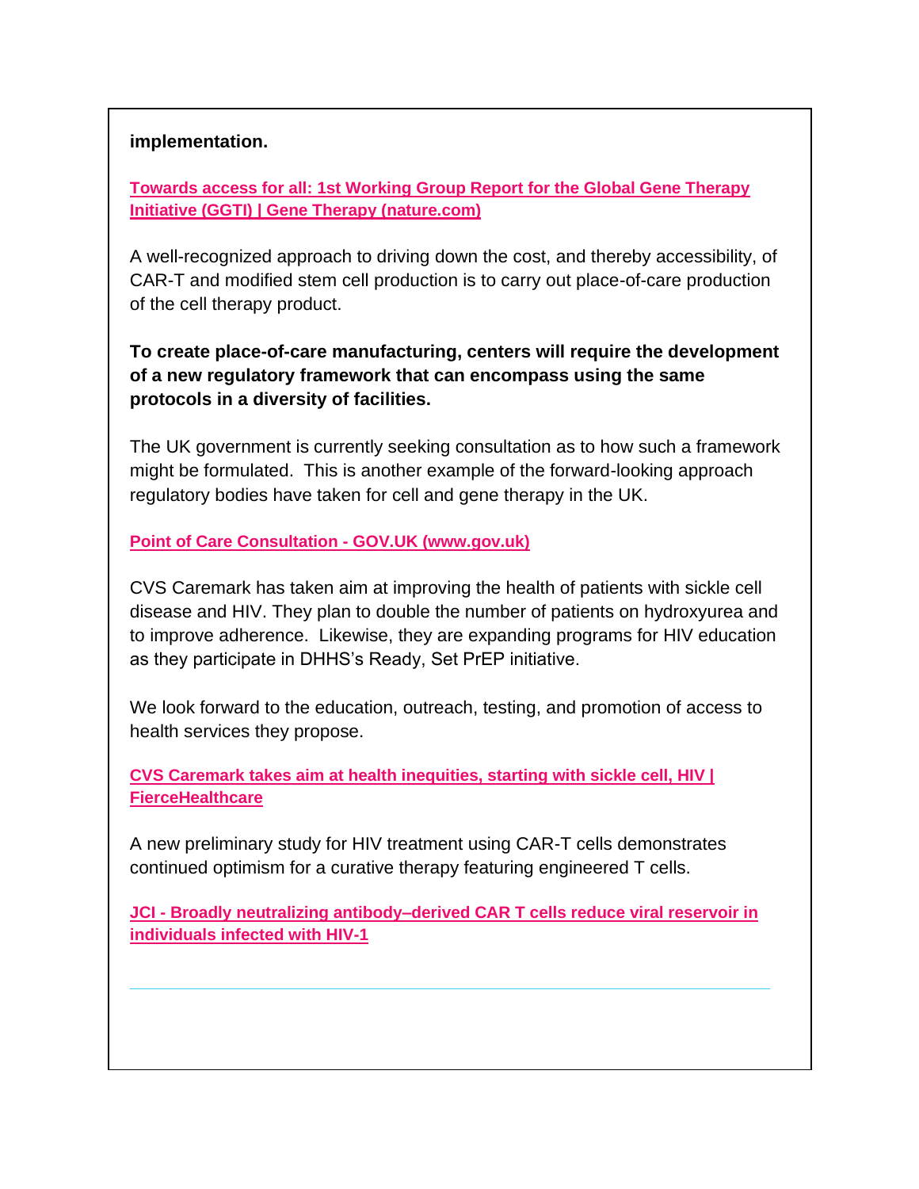**implementation.**

**Towards access for all: 1st Working Group Report for the Global Gene Therapy Initiative (GGTI) | Gene Therapy (nature.com)**

A well-recognized approach to driving down the cost, and thereby accessibility, of CAR-T and modified stem cell production is to carry out place-of-care production of the cell therapy product.

**To create place-of-care manufacturing, centers will require the development of a new regulatory framework that can encompass using the same protocols in a diversity of facilities.**

The UK government is currently seeking consultation as to how such a framework might be formulated. This is another example of the forward-looking approach regulatory bodies have taken for cell and gene therapy in the UK.

**Point of Care Consultation - GOV.UK (www.gov.uk)**

CVS Caremark has taken aim at improving the health of patients with sickle cell disease and HIV. They plan to double the number of patients on hydroxyurea and to improve adherence. Likewise, they are expanding programs for HIV education as they participate in DHHS's Ready, Set PrEP initiative.

We look forward to the education, outreach, testing, and promotion of access to health services they propose.

**CVS Caremark takes aim at health inequities, starting with sickle cell, HIV | FierceHealthcare**

A new preliminary study for HIV treatment using CAR-T cells demonstrates continued optimism for a curative therapy featuring engineered T cells.

**JCI - Broadly neutralizing antibody–derived CAR T cells reduce viral reservoir in individuals infected with HIV-1**

---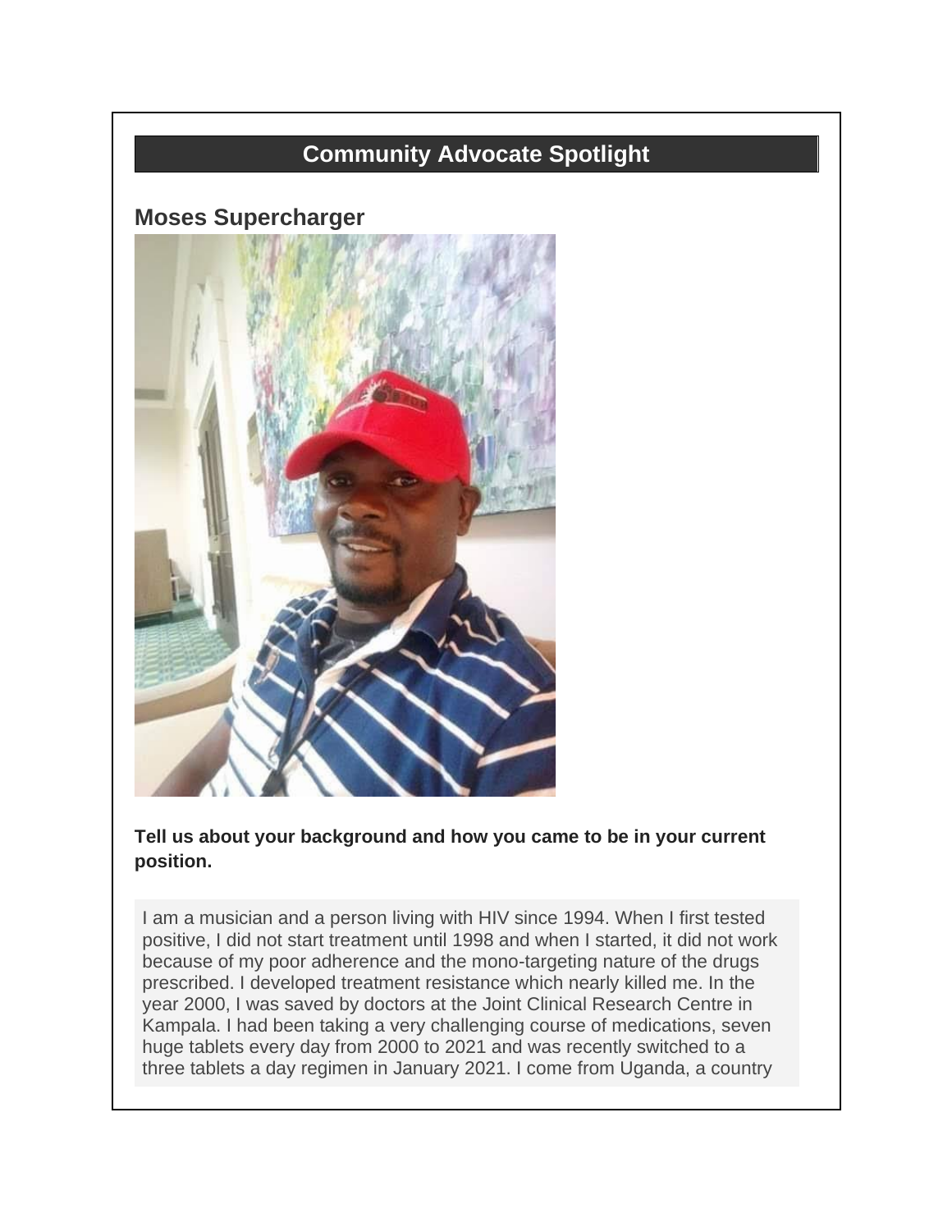## Community Advocate Spotlight

### Moses Supercharger

**Tell us about your background and how you came to be in your current position.**

I am a musician and a person living with HIV since 1994. When I first tested positive, I did not start treatment until 1998 and when I started, it did not work because of my poor adherence and the mono-targeting nature of the drugs prescribed. I developed treatment resistance which nearly killed me. In the year 2000, I was saved by doctors at the Joint Clinical Research Centre in Kampala. I had been taking a very challenging course of medications, seven huge tablets every day from 2000 to 2021 and was recently switched to a three tablets a day regimen in January 2021. I come from Uganda, a country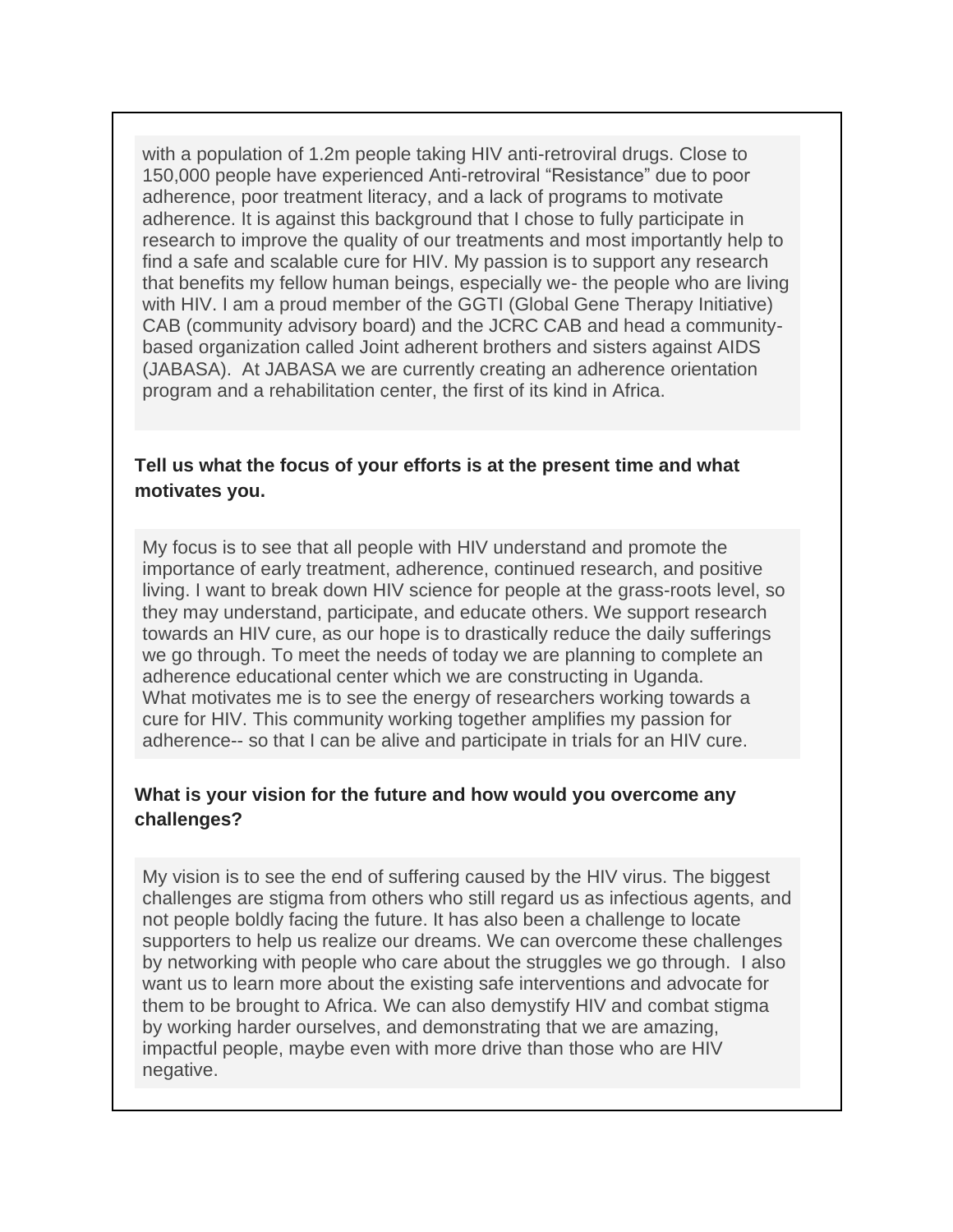with a population of 1.2m people taking HIV anti-retroviral drugs. Close to 150,000 people have experienced Anti-retroviral "Resistance" due to poor adherence, poor treatment literacy, and a lack of programs to motivate adherence. It is against this background that I chose to fully participate in research to improve the quality of our treatments and most importantly help to find a safe and scalable cure for HIV. My passion is to support any research that benefits my fellow human beings, especially we- the people who are living with HIV. I am a proud member of the GGTI (Global Gene Therapy Initiative) CAB (community advisory board) and the JCRC CAB and head a community-based organization called Joint adherent brothers and sisters against AIDS (JABASA). At JABASA we are currently creating an adherence orientation program and a rehabilitation center, the first of its kind in Africa.

**Tell us what the focus of your efforts is at the present time and what motivates you.**

My focus is to see that all people with HIV understand and promote the importance of early treatment, adherence, continued research, and positive living. I want to break down HIV science for people at the grass-roots level, so they may understand, participate, and educate others. We support research towards an HIV cure, as our hope is to drastically reduce the daily sufferings we go through. To meet the needs of today we are planning to complete an adherence educational center which we are constructing in Uganda.
What motivates me is to see the energy of researchers working towards a cure for HIV. This community working together amplifies my passion for adherence-- so that I can be alive and participate in trials for an HIV cure.

**What is your vision for the future and how would you overcome any challenges?**

My vision is to see the end of suffering caused by the HIV virus. The biggest challenges are stigma from others who still regard us as infectious agents, and not people boldly facing the future. It has also been a challenge to locate supporters to help us realize our dreams. We can overcome these challenges by networking with people who care about the struggles we go through. I also want us to learn more about the existing safe interventions and advocate for them to be brought to Africa. We can also demystify HIV and combat stigma by working harder ourselves, and demonstrating that we are amazing, impactful people, maybe even with more drive than those who are HIV negative.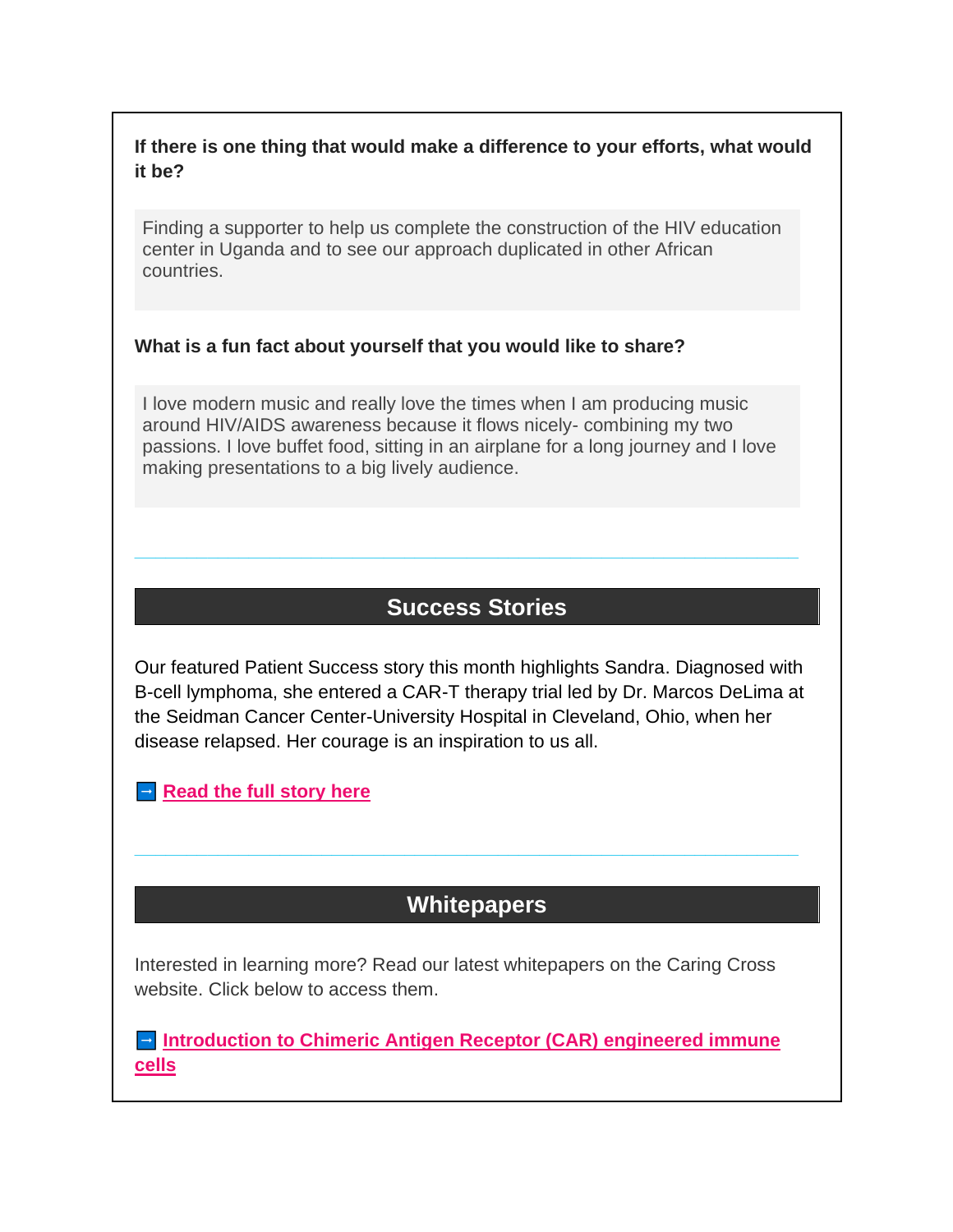**If there is one thing that would make a difference to your efforts, what would it be?**

Finding a supporter to help us complete the construction of the HIV education center in Uganda and to see our approach duplicated in other African countries.

**What is a fun fact about yourself that you would like to share?**

I love modern music and really love the times when I am producing music around HIV/AIDS awareness because it flows nicely- combining my two passions. I love buffet food, sitting in an airplane for a long journey and I love making presentations to a big lively audience.

---

## Success Stories

Our featured Patient Success story this month highlights Sandra. Diagnosed with B-cell lymphoma, she entered a CAR-T therapy trial led by Dr. Marcos DeLima at the Seidman Cancer Center-University Hospital in Cleveland, Ohio, when her disease relapsed. Her courage is an inspiration to us all.

➡ **Read the full story here**

---

## Whitepapers

Interested in learning more? Read our latest whitepapers on the Caring Cross website. Click below to access them.

➡ **Introduction to Chimeric Antigen Receptor (CAR) engineered immune cells**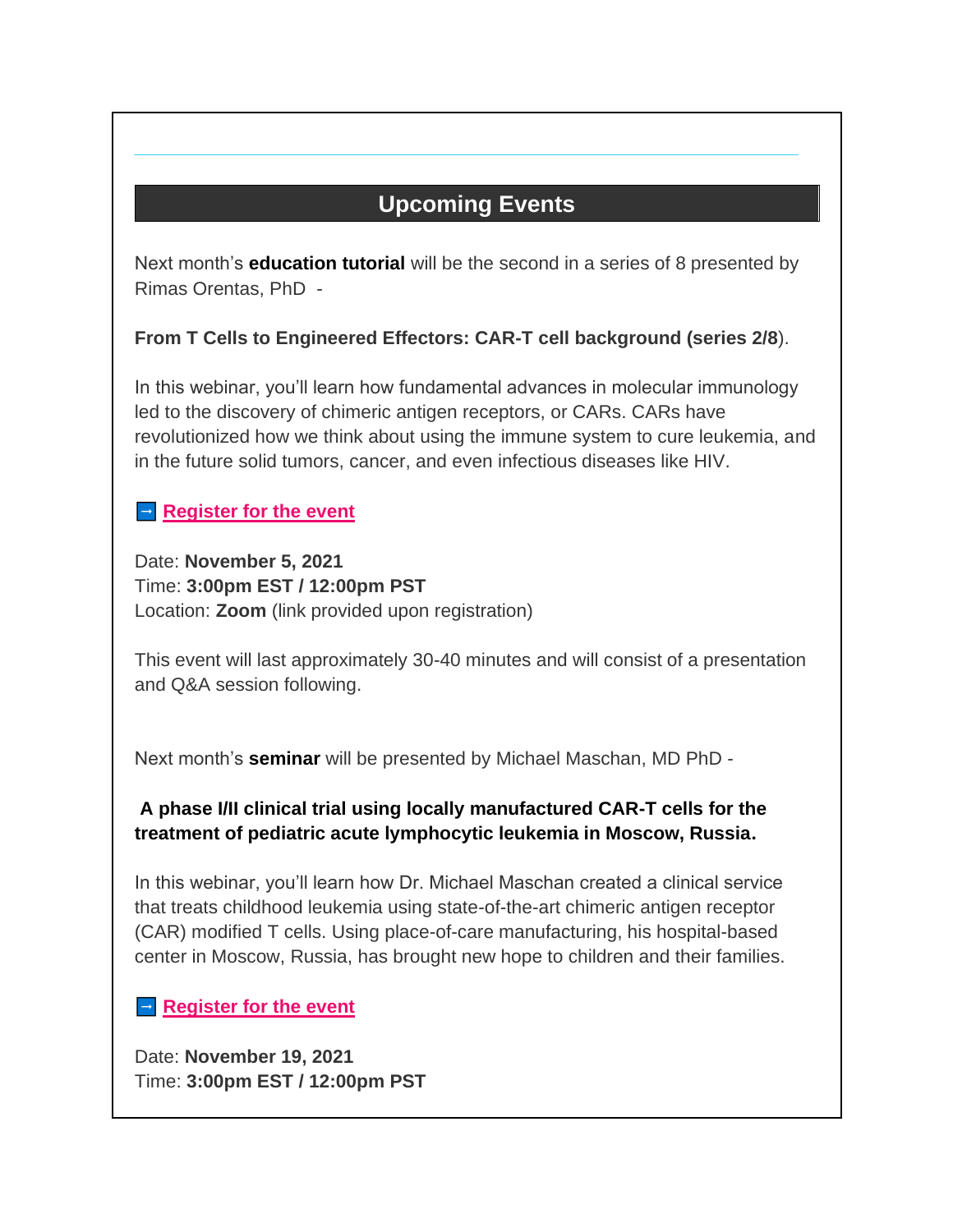## Upcoming Events

Next month's **education tutorial** will be the second in a series of 8 presented by Rimas Orentas, PhD -

**From T Cells to Engineered Effectors: CAR-T cell background (series 2/8**).

In this webinar, you'll learn how fundamental advances in molecular immunology led to the discovery of chimeric antigen receptors, or CARs. CARs have revolutionized how we think about using the immune system to cure leukemia, and in the future solid tumors, cancer, and even infectious diseases like HIV.

→ **Register for the event**

Date: **November 5, 2021**
Time: **3:00pm EST / 12:00pm PST**
Location: **Zoom** (link provided upon registration)

This event will last approximately 30-40 minutes and will consist of a presentation and Q&A session following.

Next month's **seminar** will be presented by Michael Maschan, MD PhD -

**A phase I/II clinical trial using locally manufactured CAR-T cells for the treatment of pediatric acute lymphocytic leukemia in Moscow, Russia.**

In this webinar, you'll learn how Dr. Michael Maschan created a clinical service that treats childhood leukemia using state-of-the-art chimeric antigen receptor (CAR) modified T cells. Using place-of-care manufacturing, his hospital-based center in Moscow, Russia, has brought new hope to children and their families.

→ **Register for the event**

Date: **November 19, 2021**
Time: **3:00pm EST / 12:00pm PST**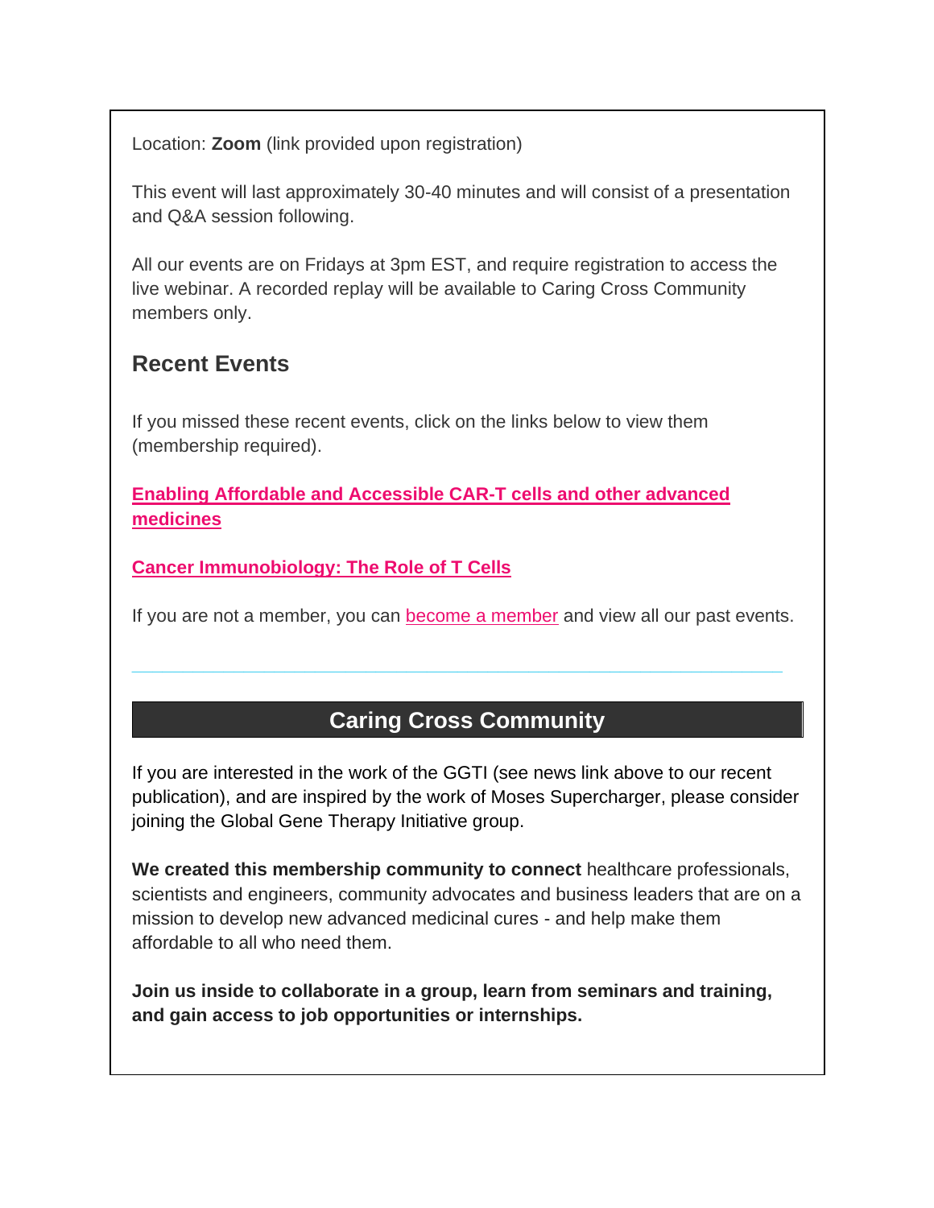Location: **Zoom** (link provided upon registration)

This event will last approximately 30-40 minutes and will consist of a presentation and Q&A session following.

All our events are on Fridays at 3pm EST, and require registration to access the live webinar. A recorded replay will be available to Caring Cross Community members only.

## Recent Events

If you missed these recent events, click on the links below to view them (membership required).

**Enabling Affordable and Accessible CAR-T cells and other advanced medicines**

**Cancer Immunobiology: The Role of T Cells**

If you are not a member, you can become a member and view all our past events.

---

## Caring Cross Community

If you are interested in the work of the GGTI (see news link above to our recent publication), and are inspired by the work of Moses Supercharger, please consider joining the Global Gene Therapy Initiative group.

**We created this membership community to connect** healthcare professionals, scientists and engineers, community advocates and business leaders that are on a mission to develop new advanced medicinal cures - and help make them affordable to all who need them.

**Join us inside to collaborate in a group, learn from seminars and training, and gain access to job opportunities or internships.**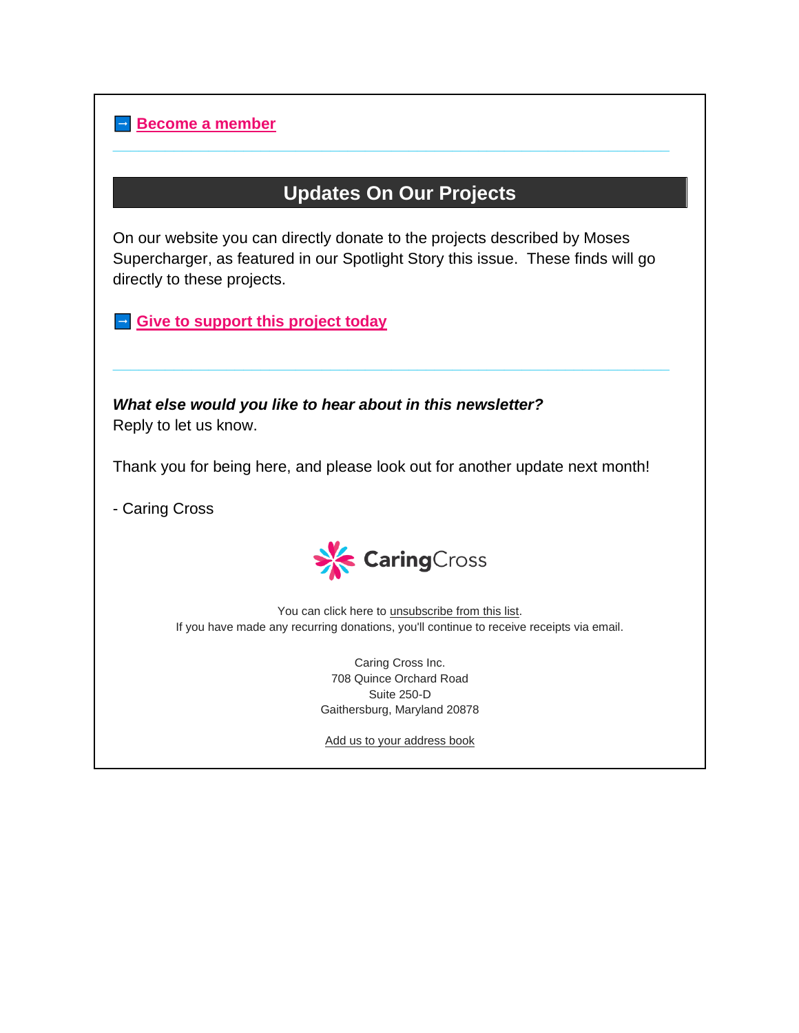→ **Become a member**

---

## Updates On Our Projects

On our website you can directly donate to the projects described by Moses Supercharger, as featured in our Spotlight Story this issue. These finds will go directly to these projects.

→ **Give to support this project today**

---

***What else would you like to hear about in this newsletter?***
Reply to let us know.

Thank you for being here, and please look out for another update next month!

- Caring Cross

CaringCross

You can click here to unsubscribe from this list.
If you have made any recurring donations, you'll continue to receive receipts via email.

Caring Cross Inc.
708 Quince Orchard Road
Suite 250-D
Gaithersburg, Maryland 20878

Add us to your address book